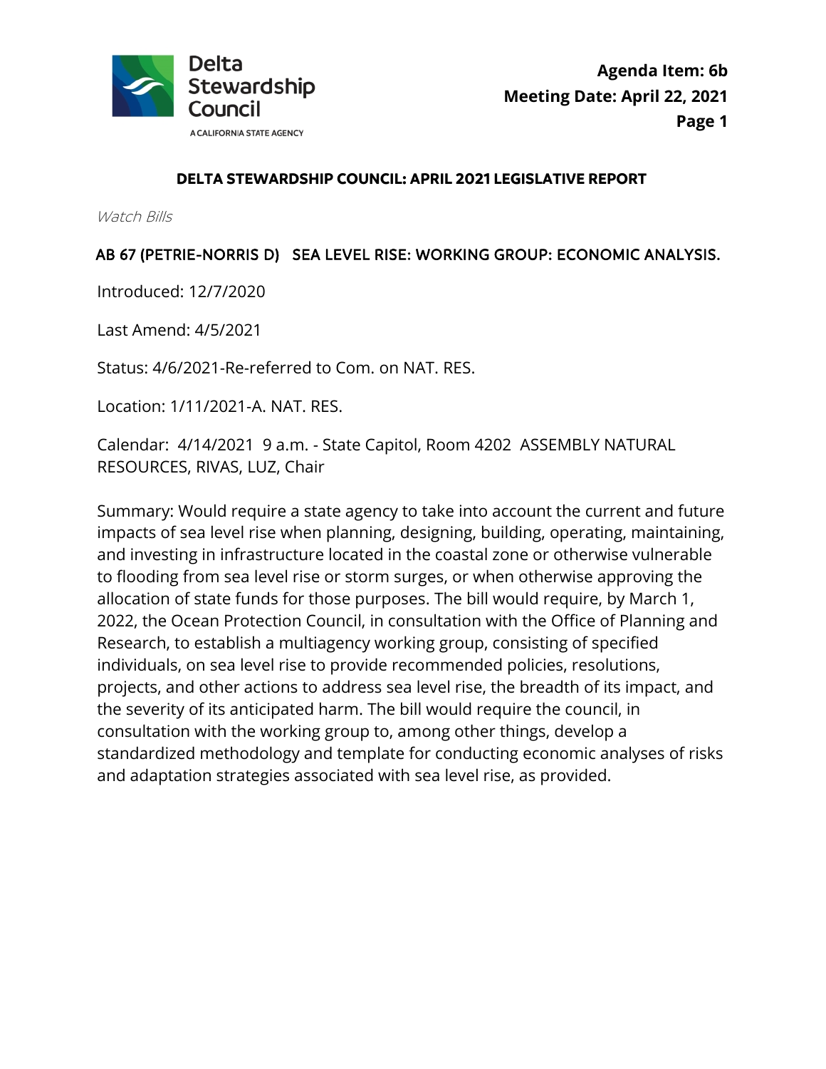Agenda Item: 6b
Meeting Date: April 22, 2021

## DELTA STEWARDSHIP COUNCIL: APRIL 2021 LEGISLATIVE REPORT

*Watch Bills*

### AB 67 (PETRIE-NORRIS D) SEA LEVEL RISE: WORKING GROUP: ECONOMIC ANALYSIS.

Introduced: 12/7/2020

Last Amend: 4/5/2021

Status: 4/6/2021-Re-referred to Com. on NAT. RES.

Location: 1/11/2021-A. NAT. RES.

Calendar: 4/14/2021 9 a.m. - State Capitol, Room 4202 ASSEMBLY NATURAL RESOURCES, RIVAS, LUZ, Chair

Summary: Would require a state agency to take into account the current and future impacts of sea level rise when planning, designing, building, operating, maintaining, and investing in infrastructure located in the coastal zone or otherwise vulnerable to flooding from sea level rise or storm surges, or when otherwise approving the allocation of state funds for those purposes. The bill would require, by March 1, 2022, the Ocean Protection Council, in consultation with the Office of Planning and Research, to establish a multiagency working group, consisting of specified individuals, on sea level rise to provide recommended policies, resolutions, projects, and other actions to address sea level rise, the breadth of its impact, and the severity of its anticipated harm. The bill would require the council, in consultation with the working group to, among other things, develop a standardized methodology and template for conducting economic analyses of risks and adaptation strategies associated with sea level rise, as provided.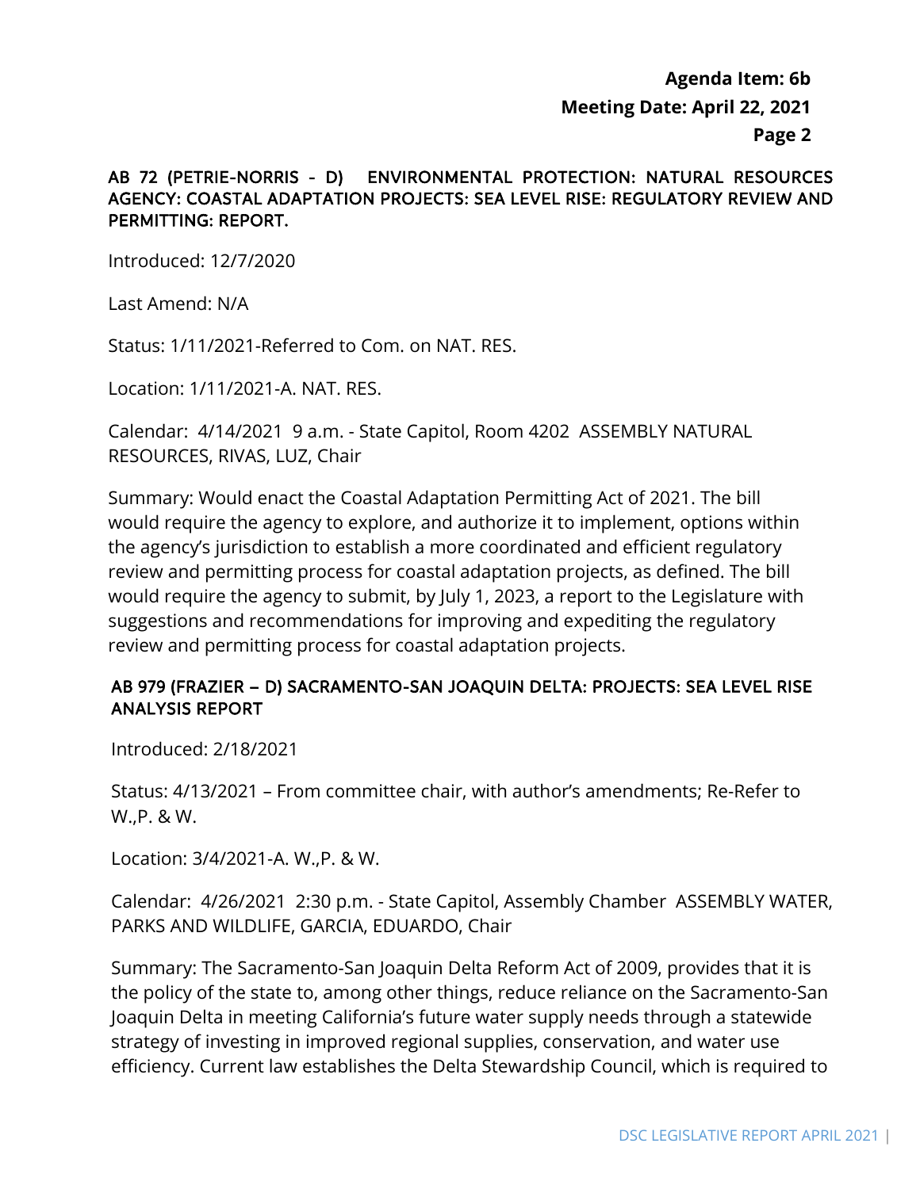### AB 72 (PETRIE-NORRIS - D) ENVIRONMENTAL PROTECTION: NATURAL RESOURCES AGENCY: COASTAL ADAPTATION PROJECTS: SEA LEVEL RISE: REGULATORY REVIEW AND PERMITTING: REPORT.

Introduced: 12/7/2020

Last Amend: N/A

Status: 1/11/2021-Referred to Com. on NAT. RES.

Location: 1/11/2021-A. NAT. RES.

Calendar: 4/14/2021 9 a.m. - State Capitol, Room 4202 ASSEMBLY NATURAL RESOURCES, RIVAS, LUZ, Chair

Summary: Would enact the Coastal Adaptation Permitting Act of 2021. The bill would require the agency to explore, and authorize it to implement, options within the agency's jurisdiction to establish a more coordinated and efficient regulatory review and permitting process for coastal adaptation projects, as defined. The bill would require the agency to submit, by July 1, 2023, a report to the Legislature with suggestions and recommendations for improving and expediting the regulatory review and permitting process for coastal adaptation projects.

### AB 979 (FRAZIER – D) SACRAMENTO-SAN JOAQUIN DELTA: PROJECTS: SEA LEVEL RISE ANALYSIS REPORT

Introduced: 2/18/2021

Status: 4/13/2021 – From committee chair, with author's amendments; Re-Refer to W.,P. & W.

Location: 3/4/2021-A. W.,P. & W.

Calendar: 4/26/2021 2:30 p.m. - State Capitol, Assembly Chamber ASSEMBLY WATER, PARKS AND WILDLIFE, GARCIA, EDUARDO, Chair

Summary: The Sacramento-San Joaquin Delta Reform Act of 2009, provides that it is the policy of the state to, among other things, reduce reliance on the Sacramento-San Joaquin Delta in meeting California's future water supply needs through a statewide strategy of investing in improved regional supplies, conservation, and water use efficiency. Current law establishes the Delta Stewardship Council, which is required to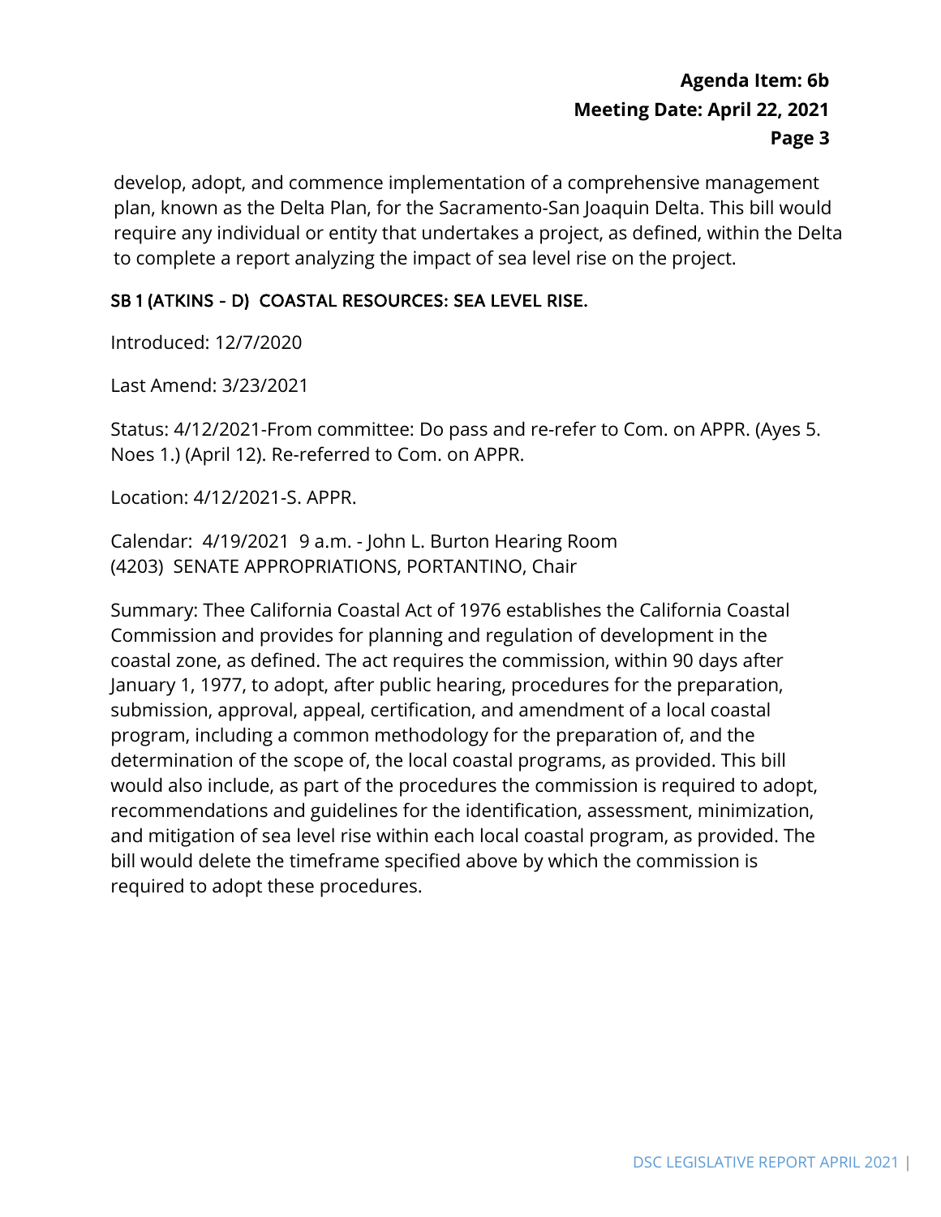develop, adopt, and commence implementation of a comprehensive management plan, known as the Delta Plan, for the Sacramento-San Joaquin Delta. This bill would require any individual or entity that undertakes a project, as defined, within the Delta to complete a report analyzing the impact of sea level rise on the project.

### SB 1 (ATKINS - D) COASTAL RESOURCES: SEA LEVEL RISE.

Introduced: 12/7/2020

Last Amend: 3/23/2021

Status: 4/12/2021-From committee: Do pass and re-refer to Com. on APPR. (Ayes 5. Noes 1.) (April 12). Re-referred to Com. on APPR.

Location: 4/12/2021-S. APPR.

Calendar: 4/19/2021 9 a.m. - John L. Burton Hearing Room (4203) SENATE APPROPRIATIONS, PORTANTINO, Chair

Summary: Thee California Coastal Act of 1976 establishes the California Coastal Commission and provides for planning and regulation of development in the coastal zone, as defined. The act requires the commission, within 90 days after January 1, 1977, to adopt, after public hearing, procedures for the preparation, submission, approval, appeal, certification, and amendment of a local coastal program, including a common methodology for the preparation of, and the determination of the scope of, the local coastal programs, as provided. This bill would also include, as part of the procedures the commission is required to adopt, recommendations and guidelines for the identification, assessment, minimization, and mitigation of sea level rise within each local coastal program, as provided. The bill would delete the timeframe specified above by which the commission is required to adopt these procedures.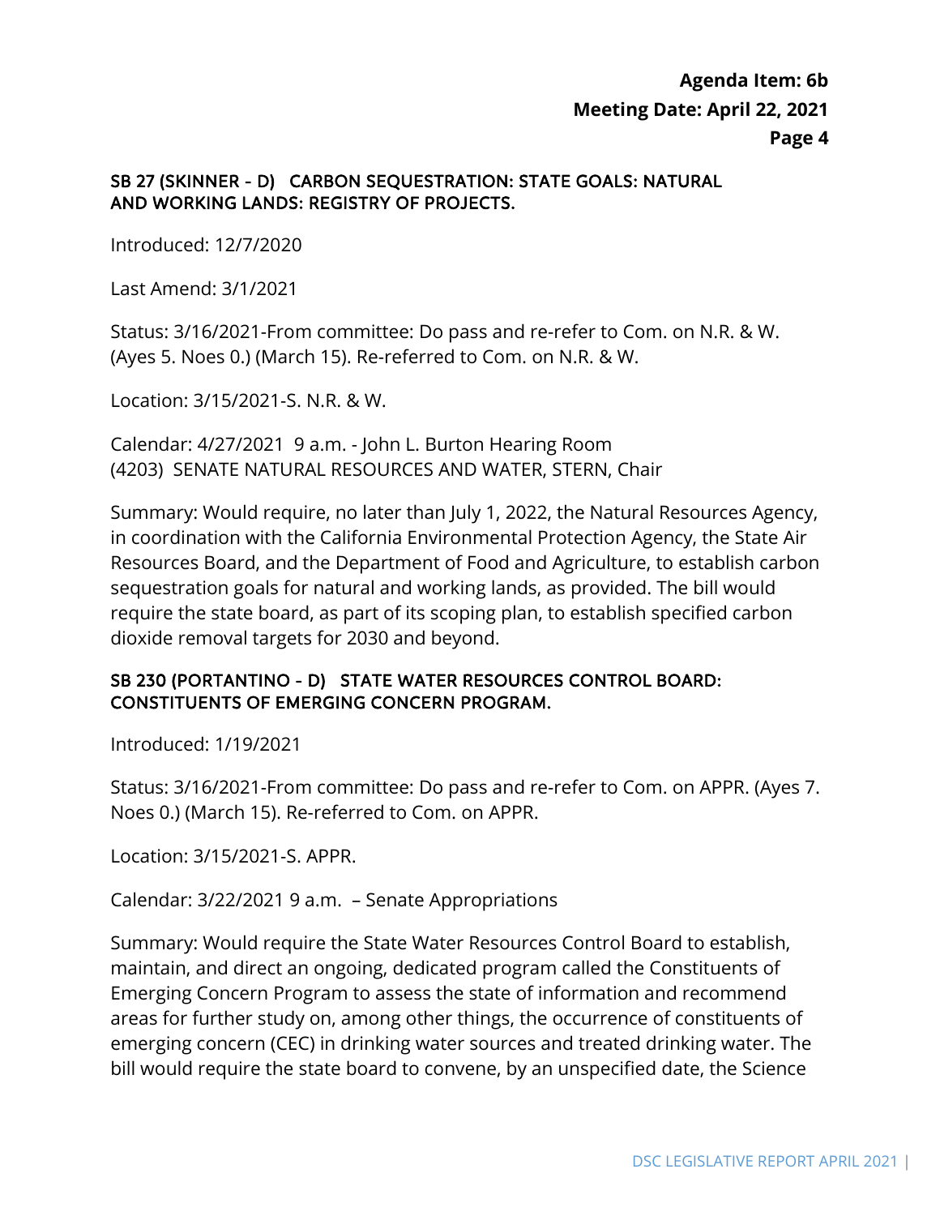### SB 27 (SKINNER - D) CARBON SEQUESTRATION: STATE GOALS: NATURAL AND WORKING LANDS: REGISTRY OF PROJECTS.

Introduced: 12/7/2020

Last Amend: 3/1/2021

Status: 3/16/2021-From committee: Do pass and re-refer to Com. on N.R. & W. (Ayes 5. Noes 0.) (March 15). Re-referred to Com. on N.R. & W.

Location: 3/15/2021-S. N.R. & W.

Calendar: 4/27/2021 9 a.m. - John L. Burton Hearing Room (4203) SENATE NATURAL RESOURCES AND WATER, STERN, Chair

Summary: Would require, no later than July 1, 2022, the Natural Resources Agency, in coordination with the California Environmental Protection Agency, the State Air Resources Board, and the Department of Food and Agriculture, to establish carbon sequestration goals for natural and working lands, as provided. The bill would require the state board, as part of its scoping plan, to establish specified carbon dioxide removal targets for 2030 and beyond.

### SB 230 (PORTANTINO - D) STATE WATER RESOURCES CONTROL BOARD: CONSTITUENTS OF EMERGING CONCERN PROGRAM.

Introduced: 1/19/2021

Status: 3/16/2021-From committee: Do pass and re-refer to Com. on APPR. (Ayes 7. Noes 0.) (March 15). Re-referred to Com. on APPR.

Location: 3/15/2021-S. APPR.

Calendar: 3/22/2021 9 a.m. – Senate Appropriations

Summary: Would require the State Water Resources Control Board to establish, maintain, and direct an ongoing, dedicated program called the Constituents of Emerging Concern Program to assess the state of information and recommend areas for further study on, among other things, the occurrence of constituents of emerging concern (CEC) in drinking water sources and treated drinking water. The bill would require the state board to convene, by an unspecified date, the Science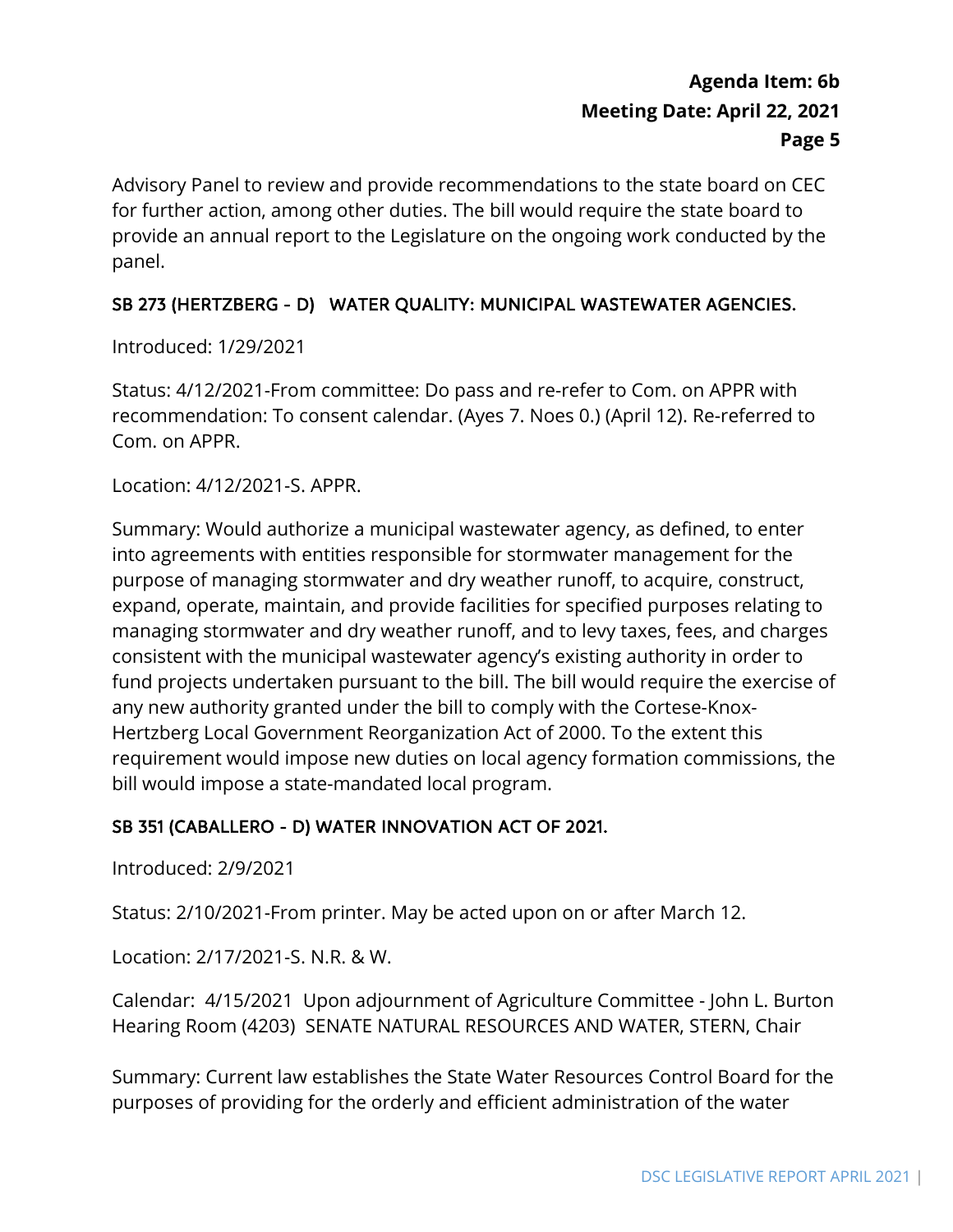Advisory Panel to review and provide recommendations to the state board on CEC for further action, among other duties. The bill would require the state board to provide an annual report to the Legislature on the ongoing work conducted by the panel.

### SB 273 (HERTZBERG - D) WATER QUALITY: MUNICIPAL WASTEWATER AGENCIES.

Introduced: 1/29/2021

Status: 4/12/2021-From committee: Do pass and re-refer to Com. on APPR with recommendation: To consent calendar. (Ayes 7. Noes 0.) (April 12). Re-referred to Com. on APPR.

Location: 4/12/2021-S. APPR.

Summary: Would authorize a municipal wastewater agency, as defined, to enter into agreements with entities responsible for stormwater management for the purpose of managing stormwater and dry weather runoff, to acquire, construct, expand, operate, maintain, and provide facilities for specified purposes relating to managing stormwater and dry weather runoff, and to levy taxes, fees, and charges consistent with the municipal wastewater agency's existing authority in order to fund projects undertaken pursuant to the bill. The bill would require the exercise of any new authority granted under the bill to comply with the Cortese-Knox-Hertzberg Local Government Reorganization Act of 2000. To the extent this requirement would impose new duties on local agency formation commissions, the bill would impose a state-mandated local program.

### SB 351 (CABALLERO - D) WATER INNOVATION ACT OF 2021.

Introduced: 2/9/2021

Status: 2/10/2021-From printer. May be acted upon on or after March 12.

Location: 2/17/2021-S. N.R. & W.

Calendar: 4/15/2021 Upon adjournment of Agriculture Committee - John L. Burton Hearing Room (4203) SENATE NATURAL RESOURCES AND WATER, STERN, Chair

Summary: Current law establishes the State Water Resources Control Board for the purposes of providing for the orderly and efficient administration of the water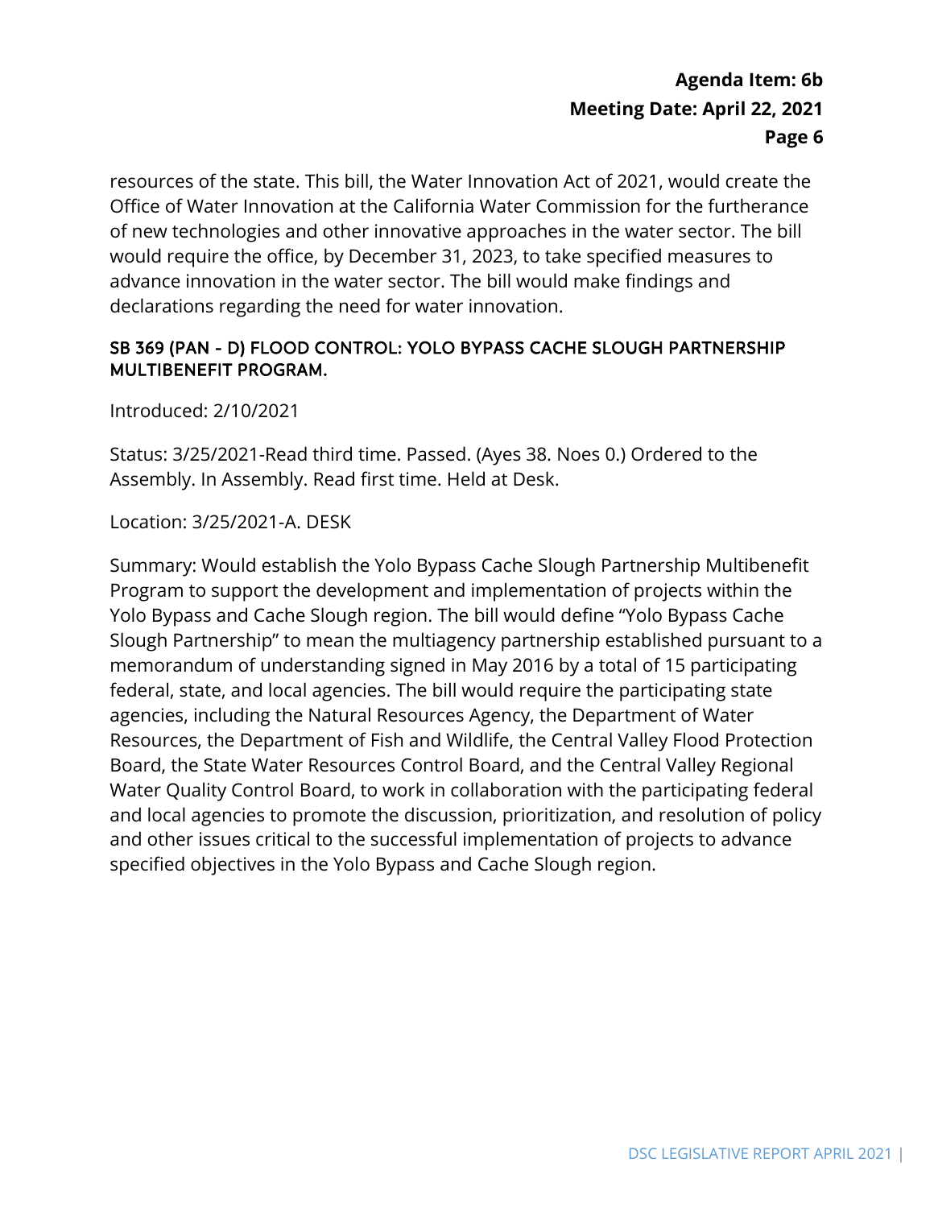resources of the state. This bill, the Water Innovation Act of 2021, would create the Office of Water Innovation at the California Water Commission for the furtherance of new technologies and other innovative approaches in the water sector. The bill would require the office, by December 31, 2023, to take specified measures to advance innovation in the water sector. The bill would make findings and declarations regarding the need for water innovation.

### SB 369 (PAN - D) FLOOD CONTROL: YOLO BYPASS CACHE SLOUGH PARTNERSHIP MULTIBENEFIT PROGRAM.

Introduced: 2/10/2021

Status: 3/25/2021-Read third time. Passed. (Ayes 38. Noes 0.) Ordered to the Assembly. In Assembly. Read first time. Held at Desk.

Location: 3/25/2021-A. DESK

Summary: Would establish the Yolo Bypass Cache Slough Partnership Multibenefit Program to support the development and implementation of projects within the Yolo Bypass and Cache Slough region. The bill would define "Yolo Bypass Cache Slough Partnership" to mean the multiagency partnership established pursuant to a memorandum of understanding signed in May 2016 by a total of 15 participating federal, state, and local agencies. The bill would require the participating state agencies, including the Natural Resources Agency, the Department of Water Resources, the Department of Fish and Wildlife, the Central Valley Flood Protection Board, the State Water Resources Control Board, and the Central Valley Regional Water Quality Control Board, to work in collaboration with the participating federal and local agencies to promote the discussion, prioritization, and resolution of policy and other issues critical to the successful implementation of projects to advance specified objectives in the Yolo Bypass and Cache Slough region.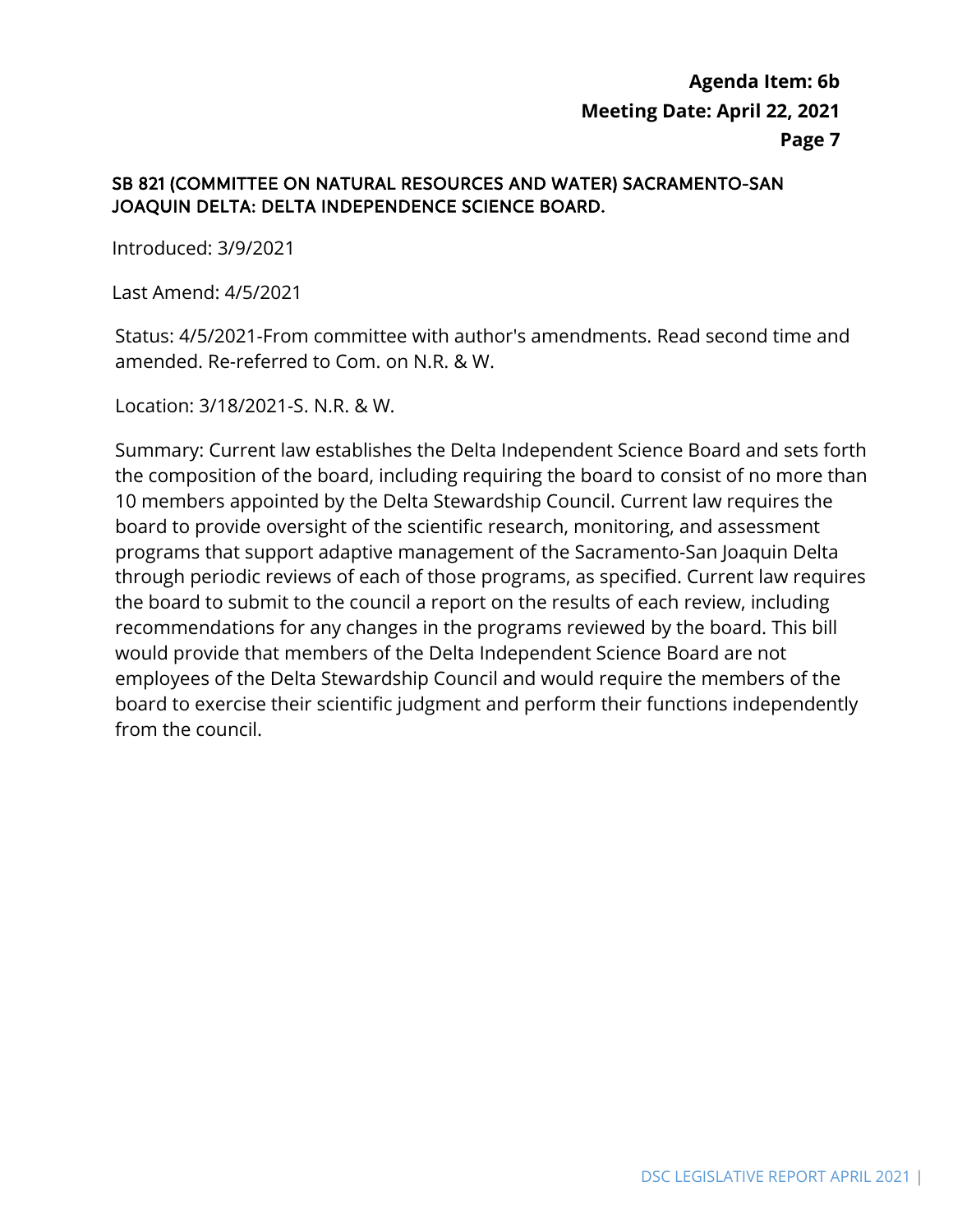## SB 821 (COMMITTEE ON NATURAL RESOURCES AND WATER) SACRAMENTO-SAN JOAQUIN DELTA: DELTA INDEPENDENCE SCIENCE BOARD.

Introduced: 3/9/2021

Last Amend: 4/5/2021

Status: 4/5/2021-From committee with author's amendments. Read second time and amended. Re-referred to Com. on N.R. & W.

Location: 3/18/2021-S. N.R. & W.

Summary: Current law establishes the Delta Independent Science Board and sets forth the composition of the board, including requiring the board to consist of no more than 10 members appointed by the Delta Stewardship Council. Current law requires the board to provide oversight of the scientific research, monitoring, and assessment programs that support adaptive management of the Sacramento-San Joaquin Delta through periodic reviews of each of those programs, as specified. Current law requires the board to submit to the council a report on the results of each review, including recommendations for any changes in the programs reviewed by the board. This bill would provide that members of the Delta Independent Science Board are not employees of the Delta Stewardship Council and would require the members of the board to exercise their scientific judgment and perform their functions independently from the council.